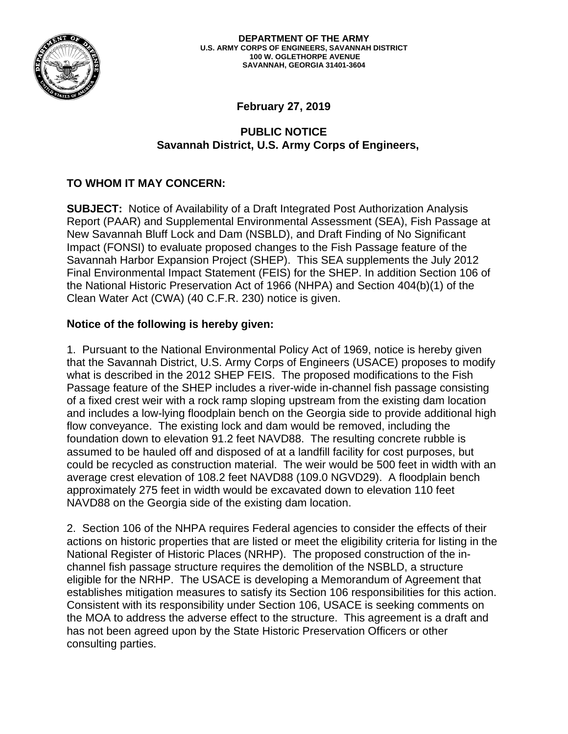**DEPARTMENT OF THE ARMY**
**U.S. ARMY CORPS OF ENGINEERS, SAVANNAH DISTRICT**
**100 W. OGLETHORPE AVENUE**
**SAVANNAH, GEORGIA 31401-3604**

**February 27, 2019**

**PUBLIC NOTICE**
**Savannah District, U.S. Army Corps of Engineers,**

**TO WHOM IT MAY CONCERN:**

**SUBJECT:** Notice of Availability of a Draft Integrated Post Authorization Analysis Report (PAAR) and Supplemental Environmental Assessment (SEA), Fish Passage at New Savannah Bluff Lock and Dam (NSBLD), and Draft Finding of No Significant Impact (FONSI) to evaluate proposed changes to the Fish Passage feature of the Savannah Harbor Expansion Project (SHEP). This SEA supplements the July 2012 Final Environmental Impact Statement (FEIS) for the SHEP. In addition Section 106 of the National Historic Preservation Act of 1966 (NHPA) and Section 404(b)(1) of the Clean Water Act (CWA) (40 C.F.R. 230) notice is given.

**Notice of the following is hereby given:**

1. Pursuant to the National Environmental Policy Act of 1969, notice is hereby given that the Savannah District, U.S. Army Corps of Engineers (USACE) proposes to modify what is described in the 2012 SHEP FEIS. The proposed modifications to the Fish Passage feature of the SHEP includes a river-wide in-channel fish passage consisting of a fixed crest weir with a rock ramp sloping upstream from the existing dam location and includes a low-lying floodplain bench on the Georgia side to provide additional high flow conveyance. The existing lock and dam would be removed, including the foundation down to elevation 91.2 feet NAVD88. The resulting concrete rubble is assumed to be hauled off and disposed of at a landfill facility for cost purposes, but could be recycled as construction material. The weir would be 500 feet in width with an average crest elevation of 108.2 feet NAVD88 (109.0 NGVD29). A floodplain bench approximately 275 feet in width would be excavated down to elevation 110 feet NAVD88 on the Georgia side of the existing dam location.

2. Section 106 of the NHPA requires Federal agencies to consider the effects of their actions on historic properties that are listed or meet the eligibility criteria for listing in the National Register of Historic Places (NRHP). The proposed construction of the in-channel fish passage structure requires the demolition of the NSBLD, a structure eligible for the NRHP. The USACE is developing a Memorandum of Agreement that establishes mitigation measures to satisfy its Section 106 responsibilities for this action. Consistent with its responsibility under Section 106, USACE is seeking comments on the MOA to address the adverse effect to the structure. This agreement is a draft and has not been agreed upon by the State Historic Preservation Officers or other consulting parties.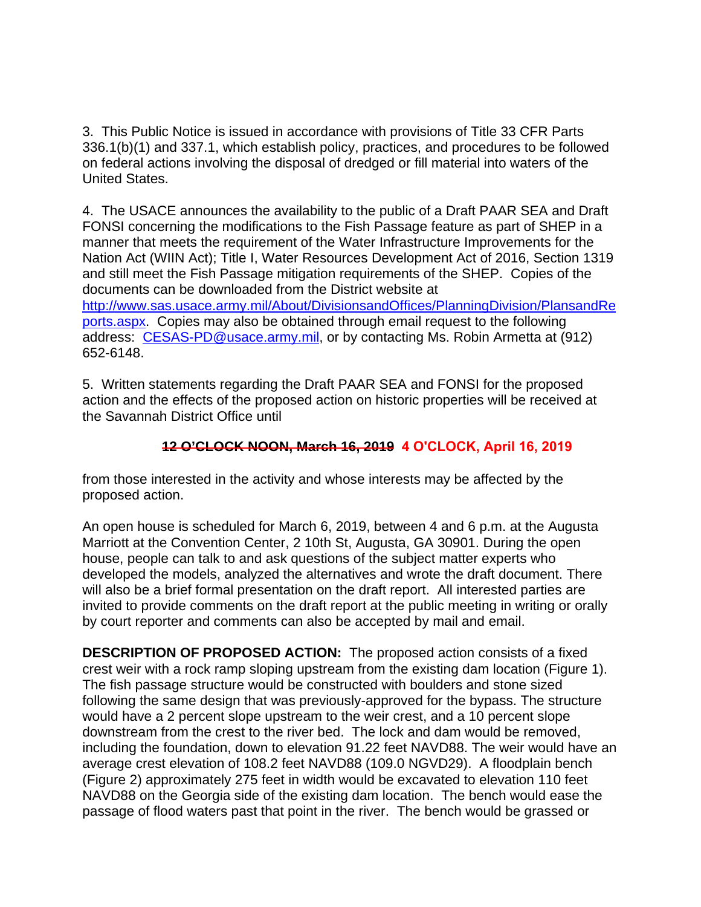3. This Public Notice is issued in accordance with provisions of Title 33 CFR Parts 336.1(b)(1) and 337.1, which establish policy, practices, and procedures to be followed on federal actions involving the disposal of dredged or fill material into waters of the United States.

4. The USACE announces the availability to the public of a Draft PAAR SEA and Draft FONSI concerning the modifications to the Fish Passage feature as part of SHEP in a manner that meets the requirement of the Water Infrastructure Improvements for the Nation Act (WIIN Act); Title I, Water Resources Development Act of 2016, Section 1319 and still meet the Fish Passage mitigation requirements of the SHEP. Copies of the documents can be downloaded from the District website at http://www.sas.usace.army.mil/About/DivisionsandOffices/PlanningDivision/PlansandReports.aspx. Copies may also be obtained through email request to the following address: CESAS-PD@usace.army.mil, or by contacting Ms. Robin Armetta at (912) 652-6148.

5. Written statements regarding the Draft PAAR SEA and FONSI for the proposed action and the effects of the proposed action on historic properties will be received at the Savannah District Office until

**~~12 O'CLOCK NOON, March 16, 2019~~ 4 O'CLOCK, April 16, 2019**

from those interested in the activity and whose interests may be affected by the proposed action.

An open house is scheduled for March 6, 2019, between 4 and 6 p.m. at the Augusta Marriott at the Convention Center, 2 10th St, Augusta, GA 30901. During the open house, people can talk to and ask questions of the subject matter experts who developed the models, analyzed the alternatives and wrote the draft document. There will also be a brief formal presentation on the draft report. All interested parties are invited to provide comments on the draft report at the public meeting in writing or orally by court reporter and comments can also be accepted by mail and email.

**DESCRIPTION OF PROPOSED ACTION:** The proposed action consists of a fixed crest weir with a rock ramp sloping upstream from the existing dam location (Figure 1). The fish passage structure would be constructed with boulders and stone sized following the same design that was previously-approved for the bypass. The structure would have a 2 percent slope upstream to the weir crest, and a 10 percent slope downstream from the crest to the river bed. The lock and dam would be removed, including the foundation, down to elevation 91.22 feet NAVD88. The weir would have an average crest elevation of 108.2 feet NAVD88 (109.0 NGVD29). A floodplain bench (Figure 2) approximately 275 feet in width would be excavated to elevation 110 feet NAVD88 on the Georgia side of the existing dam location. The bench would ease the passage of flood waters past that point in the river. The bench would be grassed or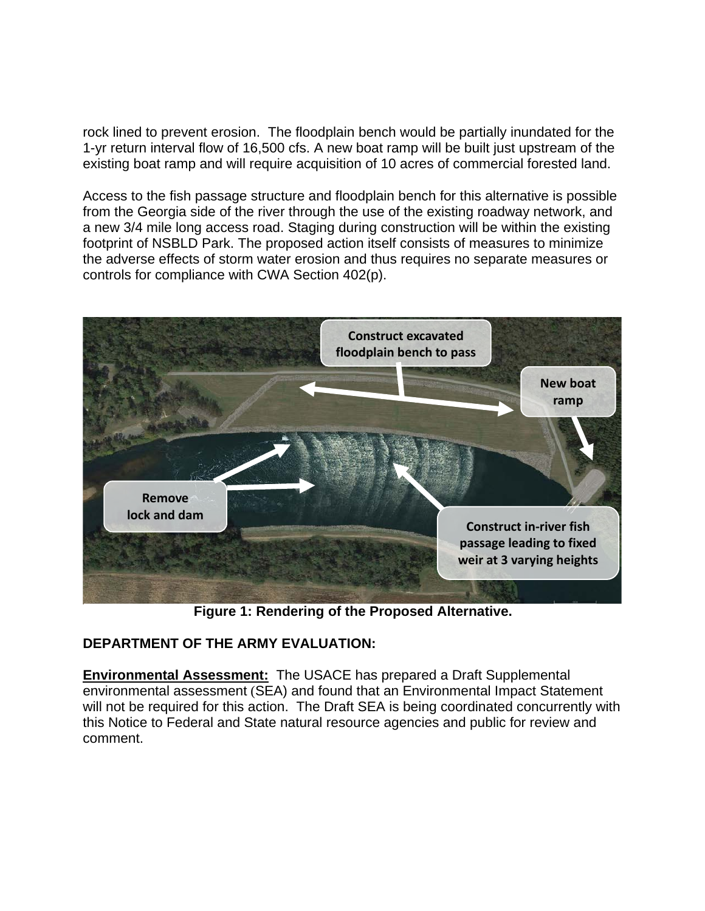rock lined to prevent erosion. The floodplain bench would be partially inundated for the 1-yr return interval flow of 16,500 cfs. A new boat ramp will be built just upstream of the existing boat ramp and will require acquisition of 10 acres of commercial forested land.

Access to the fish passage structure and floodplain bench for this alternative is possible from the Georgia side of the river through the use of the existing roadway network, and a new 3/4 mile long access road. Staging during construction will be within the existing footprint of NSBLD Park. The proposed action itself consists of measures to minimize the adverse effects of storm water erosion and thus requires no separate measures or controls for compliance with CWA Section 402(p).

**Figure 1: Rendering of the Proposed Alternative.**

**DEPARTMENT OF THE ARMY EVALUATION:**

**Environmental Assessment:** The USACE has prepared a Draft Supplemental environmental assessment (SEA) and found that an Environmental Impact Statement will not be required for this action. The Draft SEA is being coordinated concurrently with this Notice to Federal and State natural resource agencies and public for review and comment.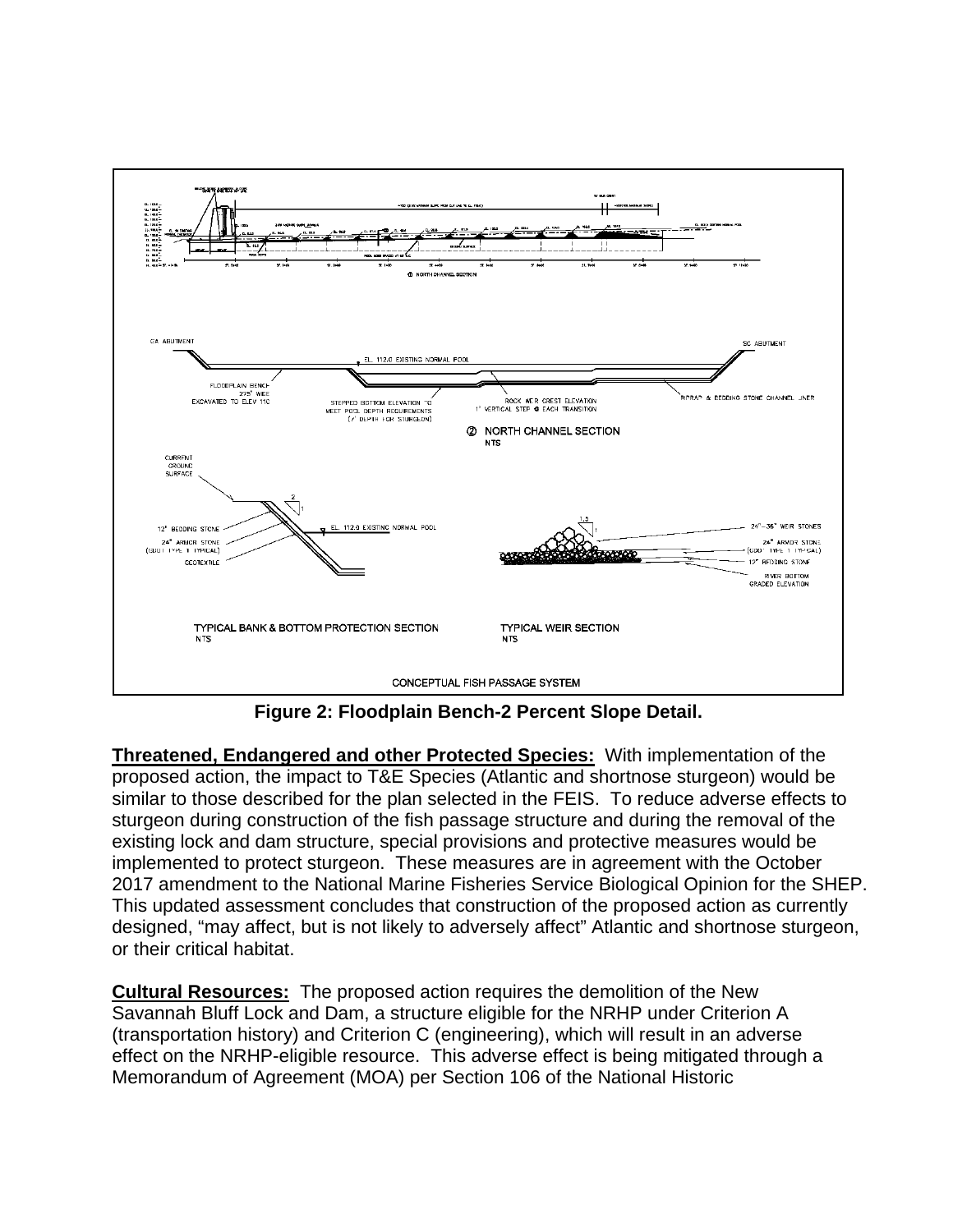**Figure 2: Floodplain Bench-2 Percent Slope Detail.**

**Threatened, Endangered and other Protected Species:** With implementation of the proposed action, the impact to T&E Species (Atlantic and shortnose sturgeon) would be similar to those described for the plan selected in the FEIS. To reduce adverse effects to sturgeon during construction of the fish passage structure and during the removal of the existing lock and dam structure, special provisions and protective measures would be implemented to protect sturgeon. These measures are in agreement with the October 2017 amendment to the National Marine Fisheries Service Biological Opinion for the SHEP. This updated assessment concludes that construction of the proposed action as currently designed, "may affect, but is not likely to adversely affect" Atlantic and shortnose sturgeon, or their critical habitat.

**Cultural Resources:** The proposed action requires the demolition of the New Savannah Bluff Lock and Dam, a structure eligible for the NRHP under Criterion A (transportation history) and Criterion C (engineering), which will result in an adverse effect on the NRHP-eligible resource. This adverse effect is being mitigated through a Memorandum of Agreement (MOA) per Section 106 of the National Historic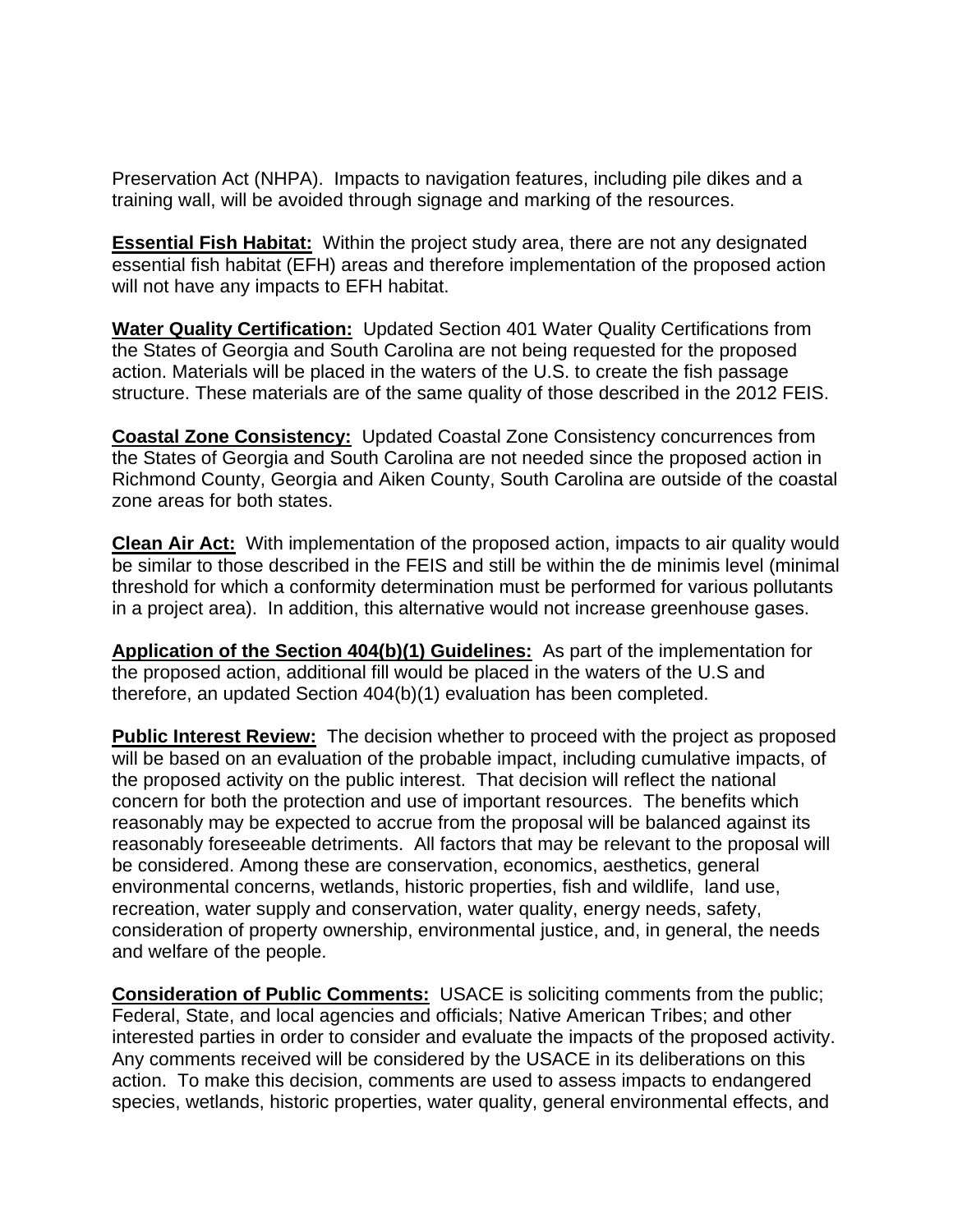Preservation Act (NHPA). Impacts to navigation features, including pile dikes and a training wall, will be avoided through signage and marking of the resources.

**Essential Fish Habitat:** Within the project study area, there are not any designated essential fish habitat (EFH) areas and therefore implementation of the proposed action will not have any impacts to EFH habitat.

**Water Quality Certification:** Updated Section 401 Water Quality Certifications from the States of Georgia and South Carolina are not being requested for the proposed action. Materials will be placed in the waters of the U.S. to create the fish passage structure. These materials are of the same quality of those described in the 2012 FEIS.

**Coastal Zone Consistency:** Updated Coastal Zone Consistency concurrences from the States of Georgia and South Carolina are not needed since the proposed action in Richmond County, Georgia and Aiken County, South Carolina are outside of the coastal zone areas for both states.

**Clean Air Act:** With implementation of the proposed action, impacts to air quality would be similar to those described in the FEIS and still be within the de minimis level (minimal threshold for which a conformity determination must be performed for various pollutants in a project area). In addition, this alternative would not increase greenhouse gases.

**Application of the Section 404(b)(1) Guidelines:** As part of the implementation for the proposed action, additional fill would be placed in the waters of the U.S and therefore, an updated Section 404(b)(1) evaluation has been completed.

**Public Interest Review:** The decision whether to proceed with the project as proposed will be based on an evaluation of the probable impact, including cumulative impacts, of the proposed activity on the public interest. That decision will reflect the national concern for both the protection and use of important resources. The benefits which reasonably may be expected to accrue from the proposal will be balanced against its reasonably foreseeable detriments. All factors that may be relevant to the proposal will be considered. Among these are conservation, economics, aesthetics, general environmental concerns, wetlands, historic properties, fish and wildlife, land use, recreation, water supply and conservation, water quality, energy needs, safety, consideration of property ownership, environmental justice, and, in general, the needs and welfare of the people.

**Consideration of Public Comments:** USACE is soliciting comments from the public; Federal, State, and local agencies and officials; Native American Tribes; and other interested parties in order to consider and evaluate the impacts of the proposed activity. Any comments received will be considered by the USACE in its deliberations on this action. To make this decision, comments are used to assess impacts to endangered species, wetlands, historic properties, water quality, general environmental effects, and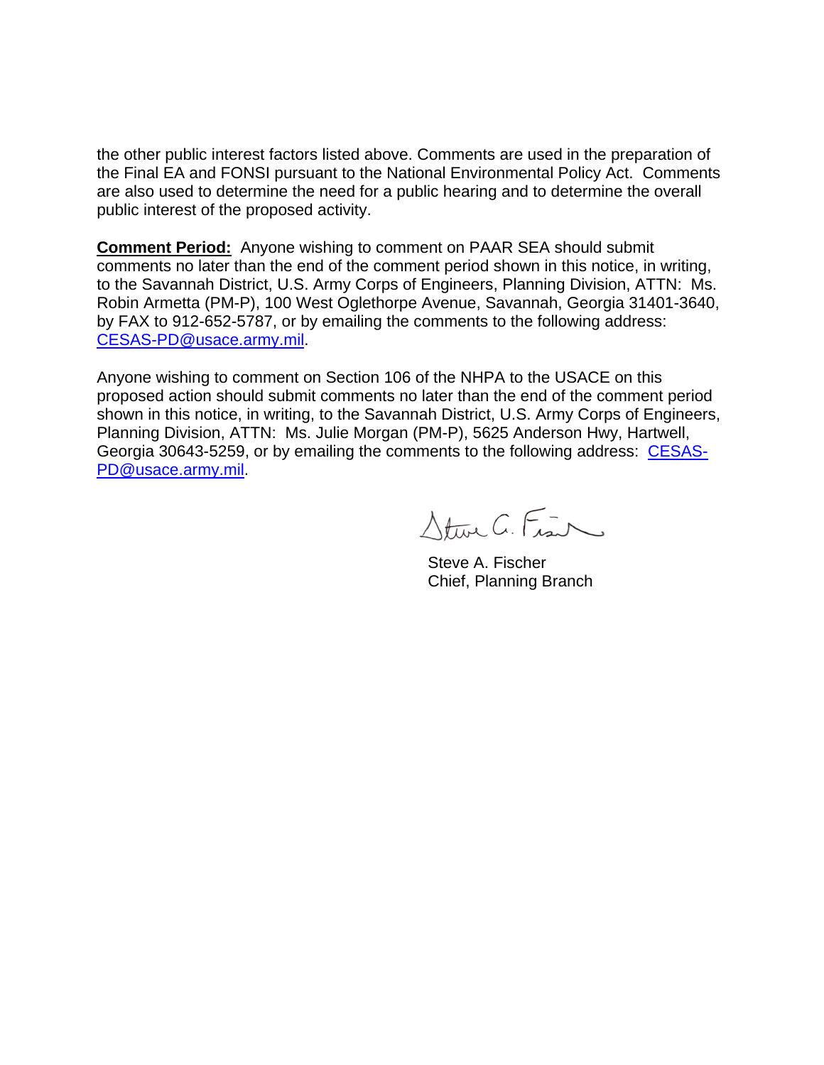the other public interest factors listed above. Comments are used in the preparation of the Final EA and FONSI pursuant to the National Environmental Policy Act. Comments are also used to determine the need for a public hearing and to determine the overall public interest of the proposed activity.

**Comment Period:** Anyone wishing to comment on PAAR SEA should submit comments no later than the end of the comment period shown in this notice, in writing, to the Savannah District, U.S. Army Corps of Engineers, Planning Division, ATTN: Ms. Robin Armetta (PM-P), 100 West Oglethorpe Avenue, Savannah, Georgia 31401-3640, by FAX to 912-652-5787, or by emailing the comments to the following address: CESAS-PD@usace.army.mil.

Anyone wishing to comment on Section 106 of the NHPA to the USACE on this proposed action should submit comments no later than the end of the comment period shown in this notice, in writing, to the Savannah District, U.S. Army Corps of Engineers, Planning Division, ATTN: Ms. Julie Morgan (PM-P), 5625 Anderson Hwy, Hartwell, Georgia 30643-5259, or by emailing the comments to the following address: CESAS-PD@usace.army.mil.

Steve A. Fischer
Chief, Planning Branch